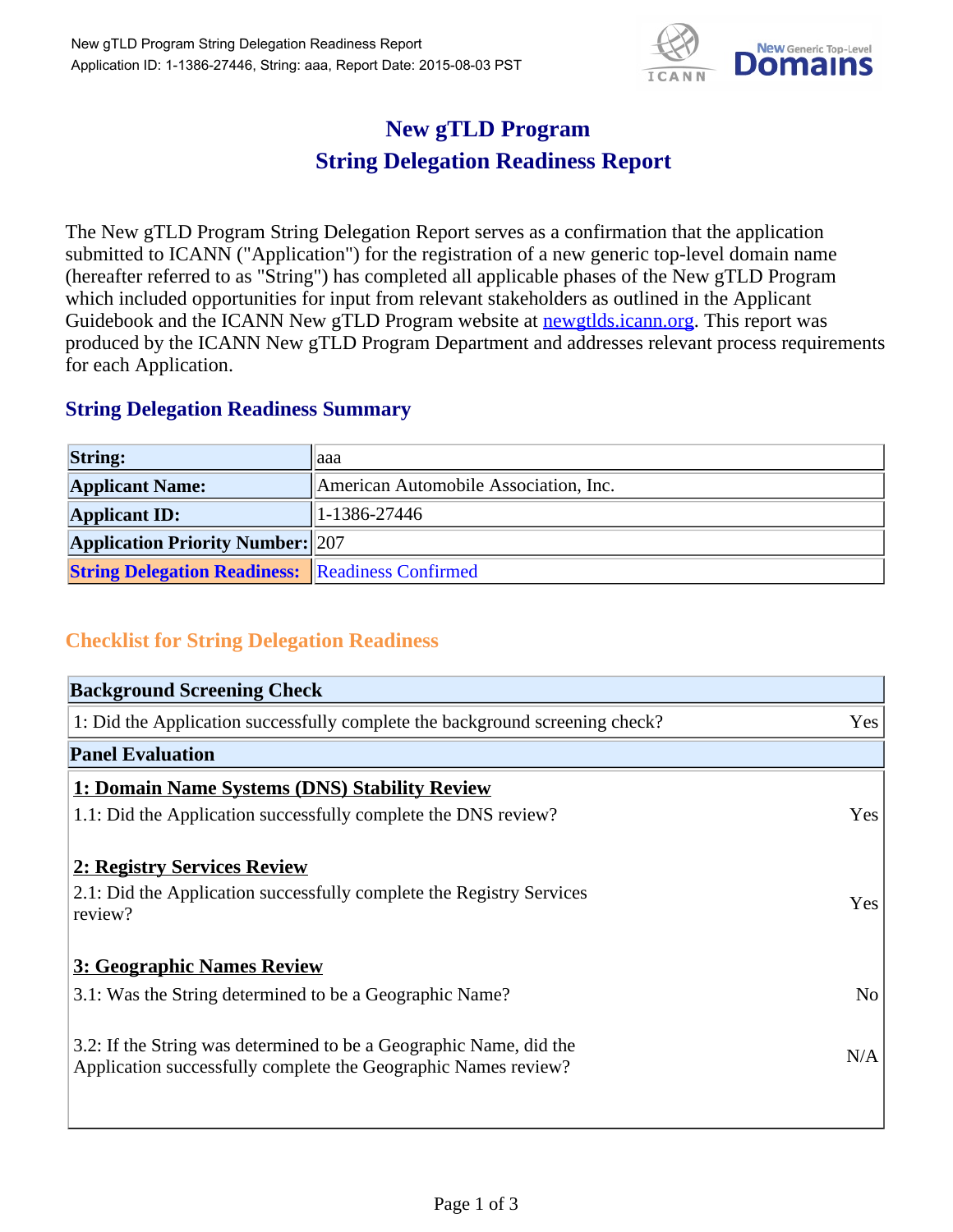# New gTLD Program
# String Delegation Readiness Report

The New gTLD Program String Delegation Report serves as a confirmation that the application submitted to ICANN ("Application") for the registration of a new generic top-level domain name (hereafter referred to as "String") has completed all applicable phases of the New gTLD Program which included opportunities for input from relevant stakeholders as outlined in the Applicant Guidebook and the ICANN New gTLD Program website at newgtlds.icann.org. This report was produced by the ICANN New gTLD Program Department and addresses relevant process requirements for each Application.

## String Delegation Readiness Summary

| | |
|---|---|
| **String:** | aaa |
| **Applicant Name:** | American Automobile Association, Inc. |
| **Applicant ID:** | 1-1386-27446 |
| **Application Priority Number:** | 207 |
| **String Delegation Readiness:** | Readiness Confirmed |

## Checklist for String Delegation Readiness

| **Background Screening Check** | |
|---|---|
| 1: Did the Application successfully complete the background screening check? | Yes |
| **Panel Evaluation** | |
| **1: Domain Name Systems (DNS) Stability Review** | |
| 1.1: Did the Application successfully complete the DNS review? | Yes |
| **2: Registry Services Review** | |
| 2.1: Did the Application successfully complete the Registry Services review? | Yes |
| **3: Geographic Names Review** | |
| 3.1: Was the String determined to be a Geographic Name? | No |
| 3.2: If the String was determined to be a Geographic Name, did the Application successfully complete the Geographic Names review? | N/A |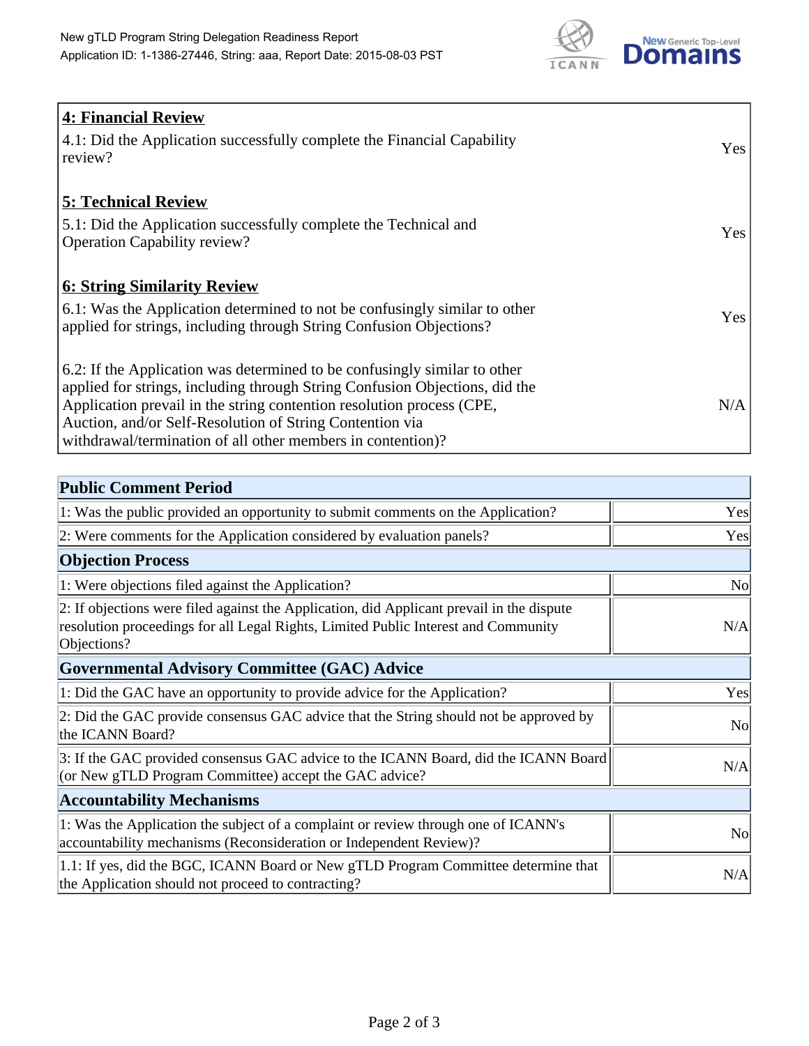| **4: Financial Review** | |
|---|---|
| 4.1: Did the Application successfully complete the Financial Capability review? | Yes |
| **5: Technical Review** | |
| 5.1: Did the Application successfully complete the Technical and Operation Capability review? | Yes |
| **6: String Similarity Review** | |
| 6.1: Was the Application determined to not be confusingly similar to other applied for strings, including through String Confusion Objections? | Yes |
| 6.2: If the Application was determined to be confusingly similar to other applied for strings, including through String Confusion Objections, did the Application prevail in the string contention resolution process (CPE, Auction, and/or Self-Resolution of String Contention via withdrawal/termination of all other members in contention)? | N/A |

| **Public Comment Period** | |
|---|---|
| 1: Was the public provided an opportunity to submit comments on the Application? | Yes |
| 2: Were comments for the Application considered by evaluation panels? | Yes |
| **Objection Process** | |
| 1: Were objections filed against the Application? | No |
| 2: If objections were filed against the Application, did Applicant prevail in the dispute resolution proceedings for all Legal Rights, Limited Public Interest and Community Objections? | N/A |
| **Governmental Advisory Committee (GAC) Advice** | |
| 1: Did the GAC have an opportunity to provide advice for the Application? | Yes |
| 2: Did the GAC provide consensus GAC advice that the String should not be approved by the ICANN Board? | No |
| 3: If the GAC provided consensus GAC advice to the ICANN Board, did the ICANN Board (or New gTLD Program Committee) accept the GAC advice? | N/A |
| **Accountability Mechanisms** | |
| 1: Was the Application the subject of a complaint or review through one of ICANN's accountability mechanisms (Reconsideration or Independent Review)? | No |
| 1.1: If yes, did the BGC, ICANN Board or New gTLD Program Committee determine that the Application should not proceed to contracting? | N/A |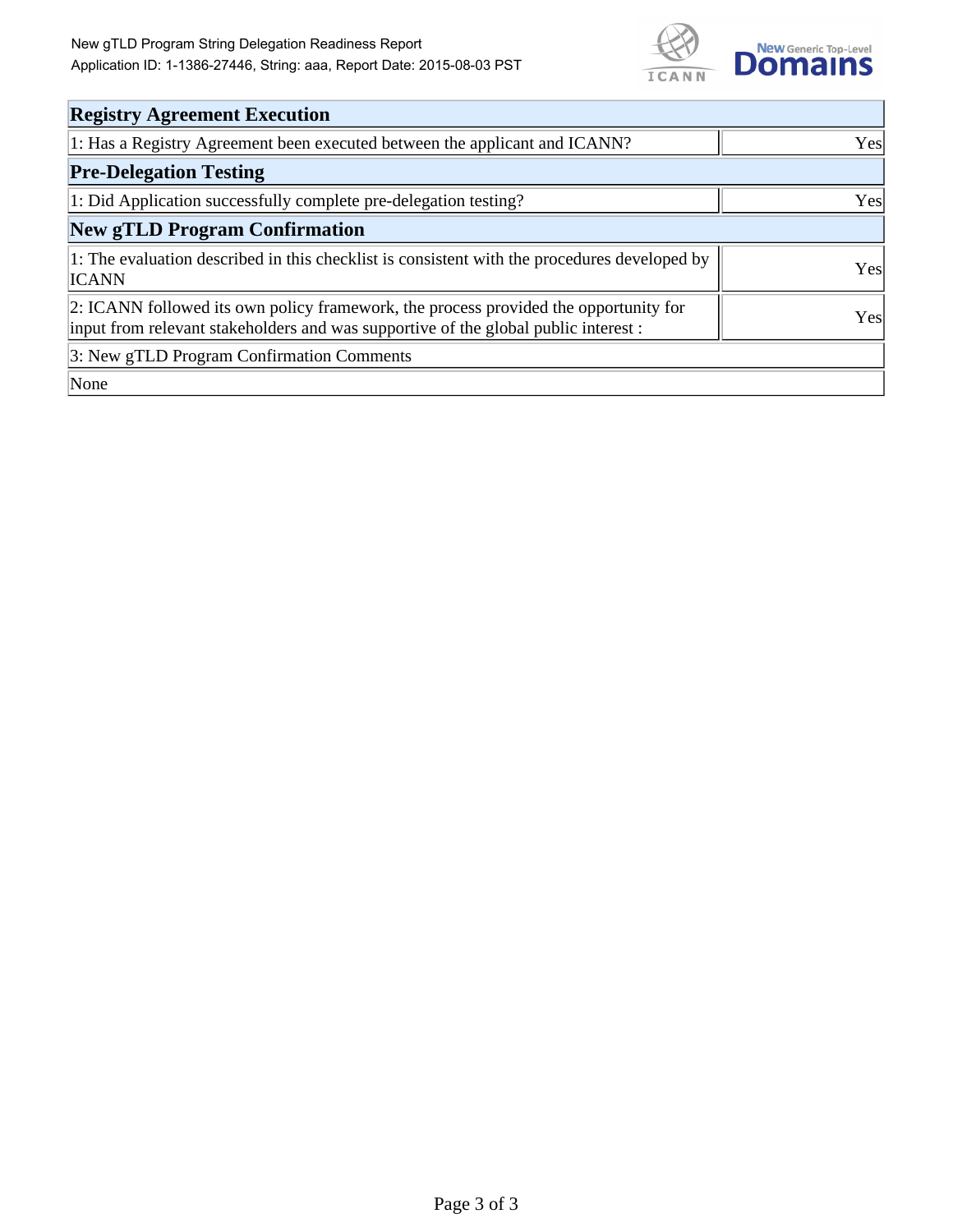## Registry Agreement Execution

| | |
|---|---|
| 1: Has a Registry Agreement been executed between the applicant and ICANN? | Yes |

## Pre-Delegation Testing

| | |
|---|---|
| 1: Did Application successfully complete pre-delegation testing? | Yes |

## New gTLD Program Confirmation

| | |
|---|---|
| 1: The evaluation described in this checklist is consistent with the procedures developed by ICANN | Yes |
| 2: ICANN followed its own policy framework, the process provided the opportunity for input from relevant stakeholders and was supportive of the global public interest : | Yes |

3: New gTLD Program Confirmation Comments

None